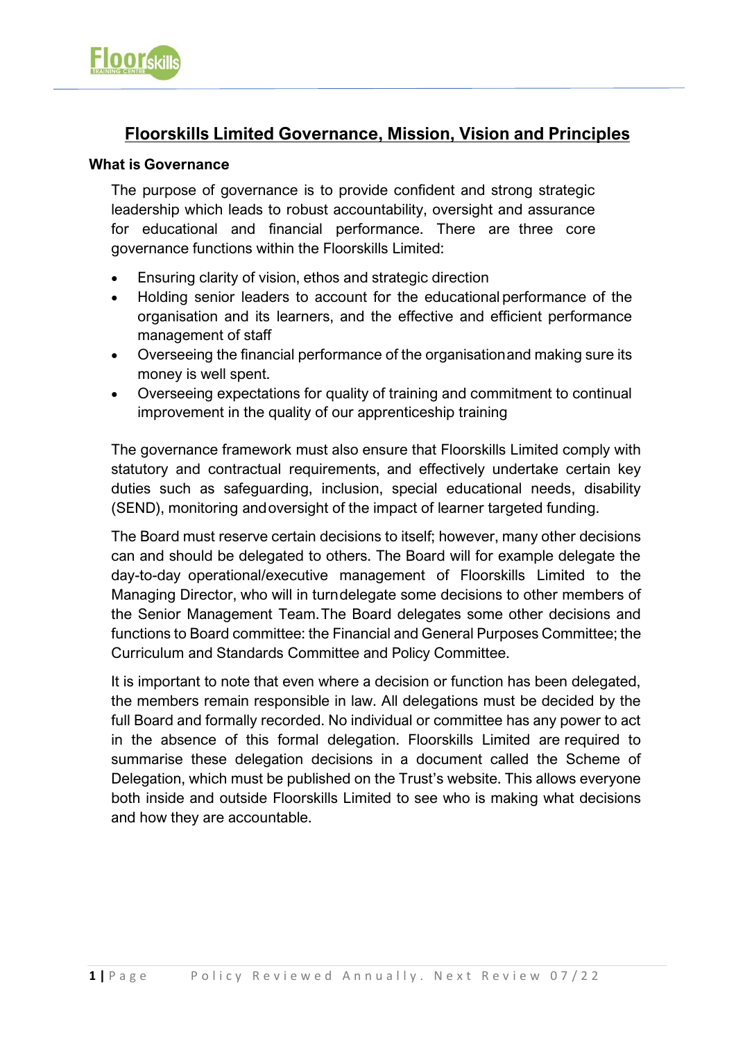# Floorskills Limited Governance, Mission, Vision and Principles

### What is Governance

The purpose of governance is to provide confident and strong strategic leadership which leads to robust accountability, oversight and assurance for educational and financial performance. There are three core governance functions within the Floorskills Limited:

- Ensuring clarity of vision, ethos and strategic direction
- Holding senior leaders to account for the educational performance of the organisation and its learners, and the effective and efficient performance management of staff
- Overseeing the financial performance of the organisation and making sure its money is well spent.
- Overseeing expectations for quality of training and commitment to continual improvement in the quality of our apprenticeship training

The governance framework must also ensure that Floorskills Limited comply with statutory and contractual requirements, and effectively undertake certain key duties such as safeguarding, inclusion, special educational needs, disability (SEND), monitoring and oversight of the impact of learner targeted funding.

The Board must reserve certain decisions to itself; however, many other decisions can and should be delegated to others. The Board will for example delegate the day-to-day operational/executive management of Floorskills Limited to the Managing Director, who will in turn delegate some decisions to other members of the Senior Management Team. The Board delegates some other decisions and functions to Board committee: the Financial and General Purposes Committee; the Curriculum and Standards Committee and Policy Committee.

It is important to note that even where a decision or function has been delegated, the members remain responsible in law. All delegations must be decided by the full Board and formally recorded. No individual or committee has any power to act in the absence of this formal delegation. Floorskills Limited are required to summarise these delegation decisions in a document called the Scheme of Delegation, which must be published on the Trust's website. This allows everyone both inside and outside Floorskills Limited to see who is making what decisions and how they are accountable.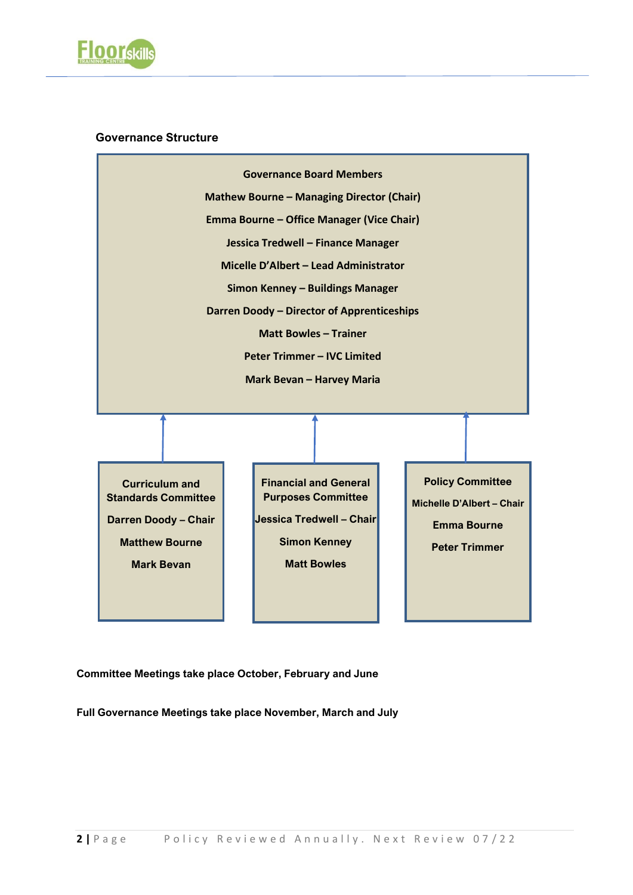## Governance Structure

**Governance Board Members**

**Mathew Bourne – Managing Director (Chair)**

**Emma Bourne – Office Manager (Vice Chair)**

**Jessica Tredwell – Finance Manager**

**Micelle D'Albert – Lead Administrator**

**Simon Kenney – Buildings Manager**

**Darren Doody – Director of Apprenticeships**

**Matt Bowles – Trainer**

**Peter Trimmer – IVC Limited**

**Mark Bevan – Harvey Maria**

**Curriculum and Standards Committee**

**Darren Doody – Chair**

**Matthew Bourne**

**Mark Bevan**

**Financial and General Purposes Committee**

**Jessica Tredwell – Chair**

**Simon Kenney**

**Matt Bowles**

**Policy Committee**

**Michelle D'Albert – Chair**

**Emma Bourne**

**Peter Trimmer**

**Committee Meetings take place October, February and June**

**Full Governance Meetings take place November, March and July**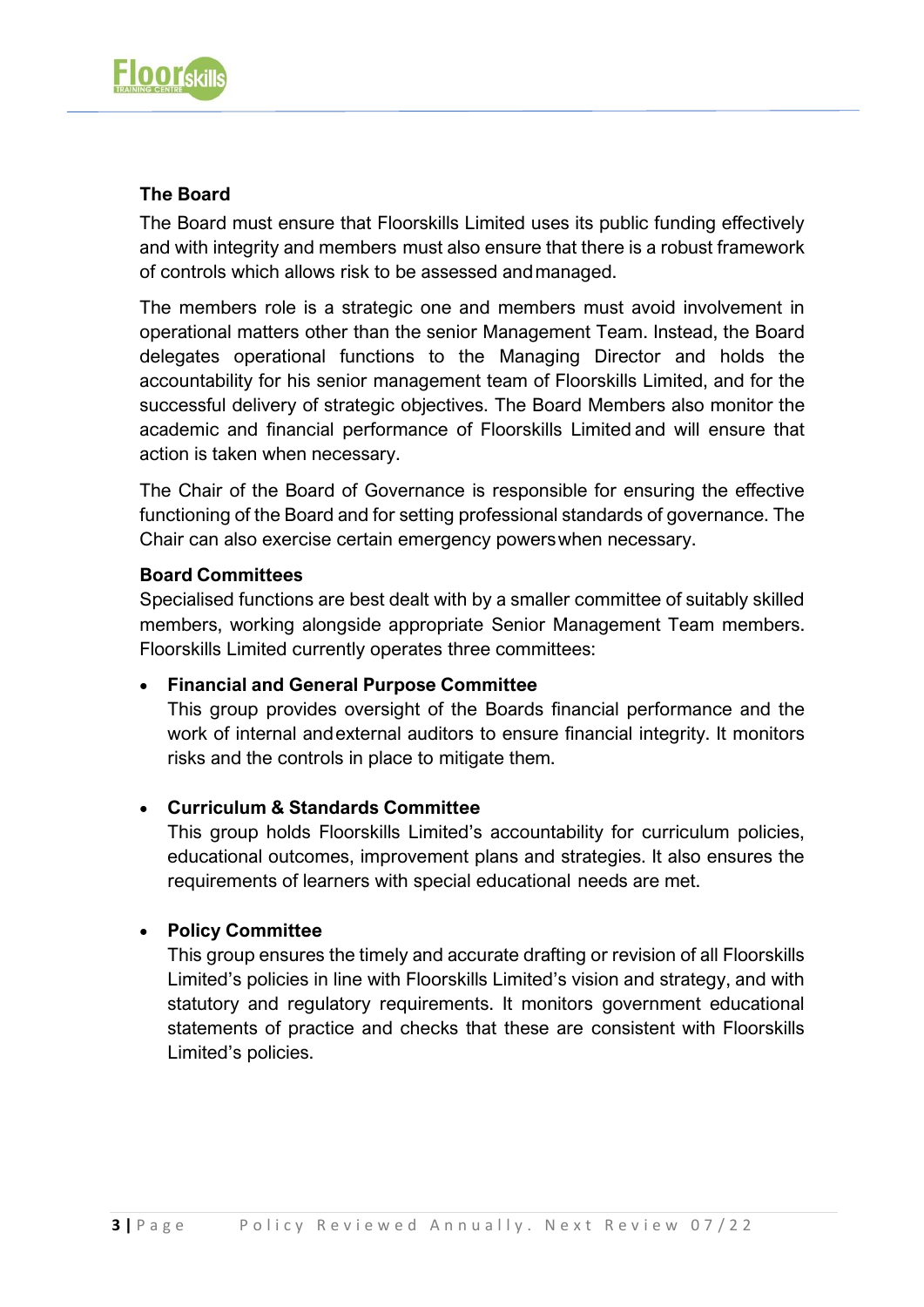### The Board

The Board must ensure that Floorskills Limited uses its public funding effectively and with integrity and members must also ensure that there is a robust framework of controls which allows risk to be assessed and managed.

The members role is a strategic one and members must avoid involvement in operational matters other than the senior Management Team. Instead, the Board delegates operational functions to the Managing Director and holds the accountability for his senior management team of Floorskills Limited, and for the successful delivery of strategic objectives. The Board Members also monitor the academic and financial performance of Floorskills Limited and will ensure that action is taken when necessary.

The Chair of the Board of Governance is responsible for ensuring the effective functioning of the Board and for setting professional standards of governance. The Chair can also exercise certain emergency powers when necessary.

### Board Committees

Specialised functions are best dealt with by a smaller committee of suitably skilled members, working alongside appropriate Senior Management Team members. Floorskills Limited currently operates three committees:

- **Financial and General Purpose Committee**
  This group provides oversight of the Boards financial performance and the work of internal and external auditors to ensure financial integrity. It monitors risks and the controls in place to mitigate them.

- **Curriculum & Standards Committee**
  This group holds Floorskills Limited's accountability for curriculum policies, educational outcomes, improvement plans and strategies. It also ensures the requirements of learners with special educational needs are met.

- **Policy Committee**
  This group ensures the timely and accurate drafting or revision of all Floorskills Limited's policies in line with Floorskills Limited's vision and strategy, and with statutory and regulatory requirements. It monitors government educational statements of practice and checks that these are consistent with Floorskills Limited's policies.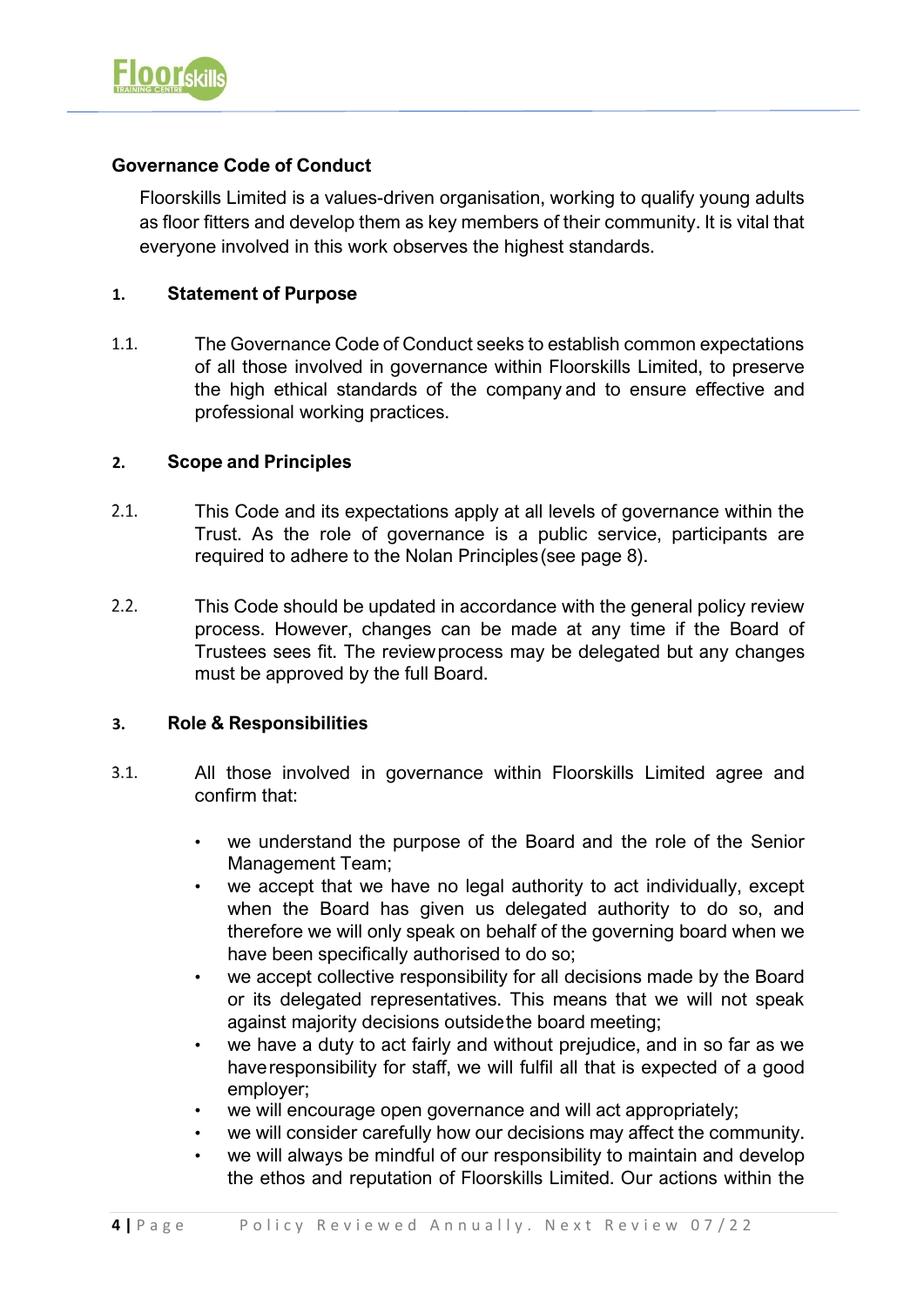## Governance Code of Conduct

Floorskills Limited is a values-driven organisation, working to qualify young adults as floor fitters and develop them as key members of their community. It is vital that everyone involved in this work observes the highest standards.

### 1. Statement of Purpose

1.1. The Governance Code of Conduct seeks to establish common expectations of all those involved in governance within Floorskills Limited, to preserve the high ethical standards of the company and to ensure effective and professional working practices.

### 2. Scope and Principles

2.1. This Code and its expectations apply at all levels of governance within the Trust. As the role of governance is a public service, participants are required to adhere to the Nolan Principles (see page 8).

2.2. This Code should be updated in accordance with the general policy review process. However, changes can be made at any time if the Board of Trustees sees fit. The review process may be delegated but any changes must be approved by the full Board.

### 3. Role & Responsibilities

3.1. All those involved in governance within Floorskills Limited agree and confirm that:

- we understand the purpose of the Board and the role of the Senior Management Team;
- we accept that we have no legal authority to act individually, except when the Board has given us delegated authority to do so, and therefore we will only speak on behalf of the governing board when we have been specifically authorised to do so;
- we accept collective responsibility for all decisions made by the Board or its delegated representatives. This means that we will not speak against majority decisions outside the board meeting;
- we have a duty to act fairly and without prejudice, and in so far as we have responsibility for staff, we will fulfil all that is expected of a good employer;
- we will encourage open governance and will act appropriately;
- we will consider carefully how our decisions may affect the community.
- we will always be mindful of our responsibility to maintain and develop the ethos and reputation of Floorskills Limited. Our actions within the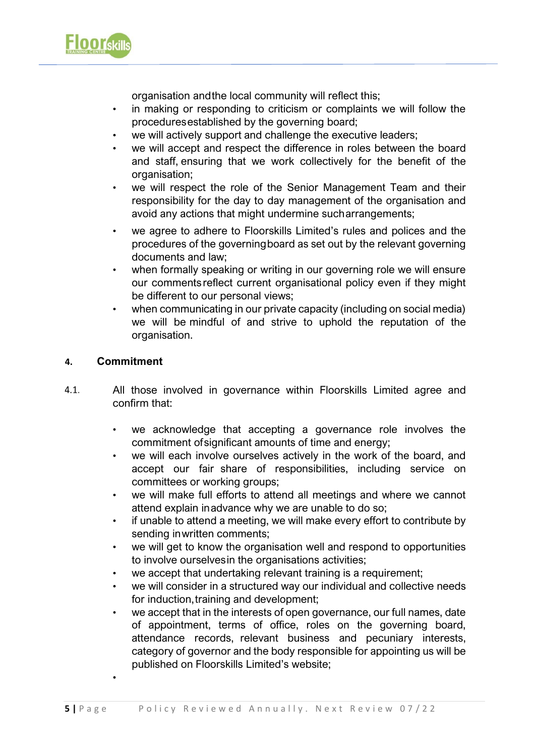organisation and the local community will reflect this;

- in making or responding to criticism or complaints we will follow the procedures established by the governing board;
- we will actively support and challenge the executive leaders;
- we will accept and respect the difference in roles between the board and staff, ensuring that we work collectively for the benefit of the organisation;
- we will respect the role of the Senior Management Team and their responsibility for the day to day management of the organisation and avoid any actions that might undermine such arrangements;
- we agree to adhere to Floorskills Limited's rules and polices and the procedures of the governing board as set out by the relevant governing documents and law;
- when formally speaking or writing in our governing role we will ensure our comments reflect current organisational policy even if they might be different to our personal views;
- when communicating in our private capacity (including on social media) we will be mindful of and strive to uphold the reputation of the organisation.

## 4. Commitment

4.1. All those involved in governance within Floorskills Limited agree and confirm that:

- we acknowledge that accepting a governance role involves the commitment of significant amounts of time and energy;
- we will each involve ourselves actively in the work of the board, and accept our fair share of responsibilities, including service on committees or working groups;
- we will make full efforts to attend all meetings and where we cannot attend explain in advance why we are unable to do so;
- if unable to attend a meeting, we will make every effort to contribute by sending in written comments;
- we will get to know the organisation well and respond to opportunities to involve ourselves in the organisations activities;
- we accept that undertaking relevant training is a requirement;
- we will consider in a structured way our individual and collective needs for induction, training and development;
- we accept that in the interests of open governance, our full names, date of appointment, terms of office, roles on the governing board, attendance records, relevant business and pecuniary interests, category of governor and the body responsible for appointing us will be published on Floorskills Limited's website;
-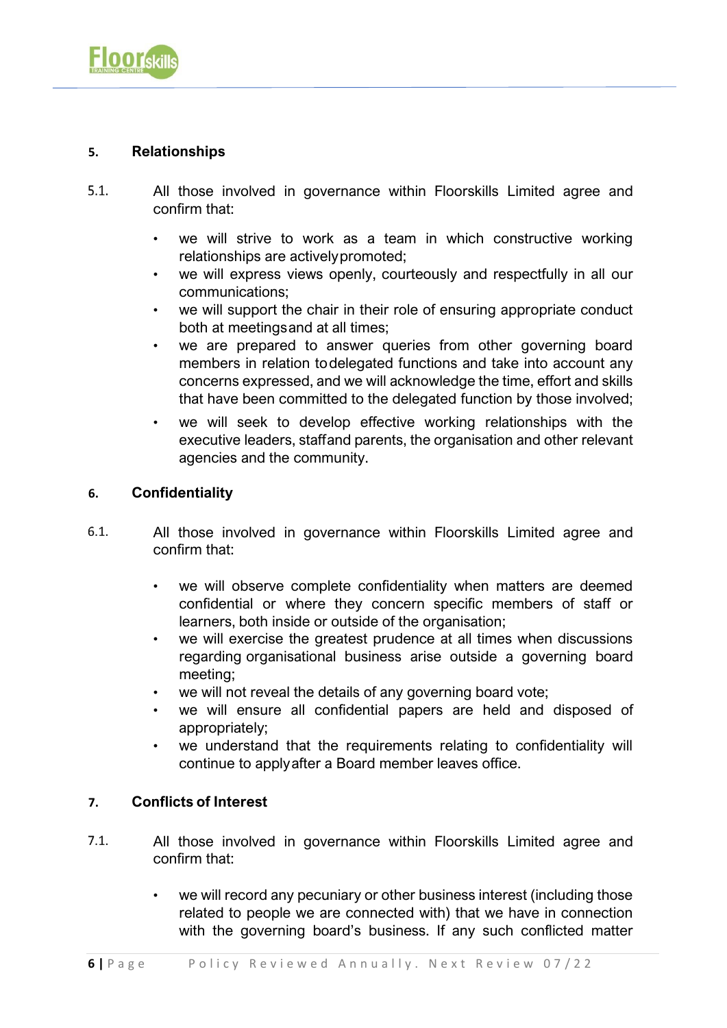## 5. Relationships

5.1. All those involved in governance within Floorskills Limited agree and confirm that:

- we will strive to work as a team in which constructive working relationships are actively promoted;
- we will express views openly, courteously and respectfully in all our communications;
- we will support the chair in their role of ensuring appropriate conduct both at meetings and at all times;
- we are prepared to answer queries from other governing board members in relation to delegated functions and take into account any concerns expressed, and we will acknowledge the time, effort and skills that have been committed to the delegated function by those involved;
- we will seek to develop effective working relationships with the executive leaders, staff and parents, the organisation and other relevant agencies and the community.

## 6. Confidentiality

6.1. All those involved in governance within Floorskills Limited agree and confirm that:

- we will observe complete confidentiality when matters are deemed confidential or where they concern specific members of staff or learners, both inside or outside of the organisation;
- we will exercise the greatest prudence at all times when discussions regarding organisational business arise outside a governing board meeting;
- we will not reveal the details of any governing board vote;
- we will ensure all confidential papers are held and disposed of appropriately;
- we understand that the requirements relating to confidentiality will continue to apply after a Board member leaves office.

## 7. Conflicts of Interest

7.1. All those involved in governance within Floorskills Limited agree and confirm that:

- we will record any pecuniary or other business interest (including those related to people we are connected with) that we have in connection with the governing board's business. If any such conflicted matter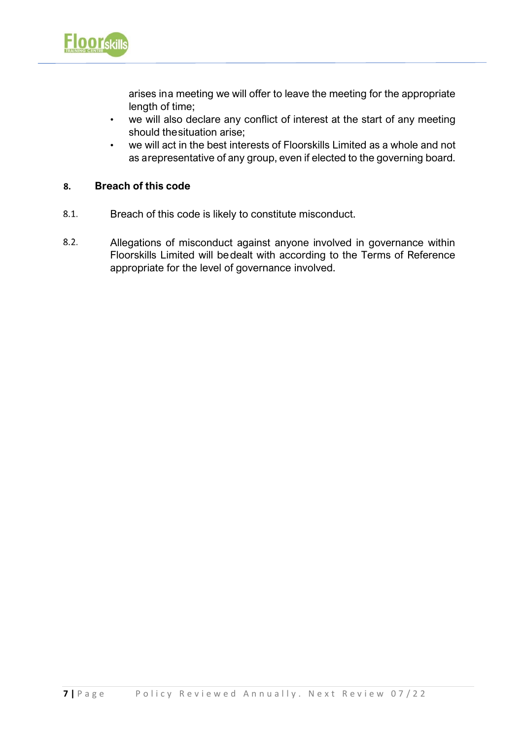arises in a meeting we will offer to leave the meeting for the appropriate length of time;

- we will also declare any conflict of interest at the start of any meeting should the situation arise;
- we will act in the best interests of Floorskills Limited as a whole and not as a representative of any group, even if elected to the governing board.

## 8. Breach of this code

8.1. Breach of this code is likely to constitute misconduct.

8.2. Allegations of misconduct against anyone involved in governance within Floorskills Limited will be dealt with according to the Terms of Reference appropriate for the level of governance involved.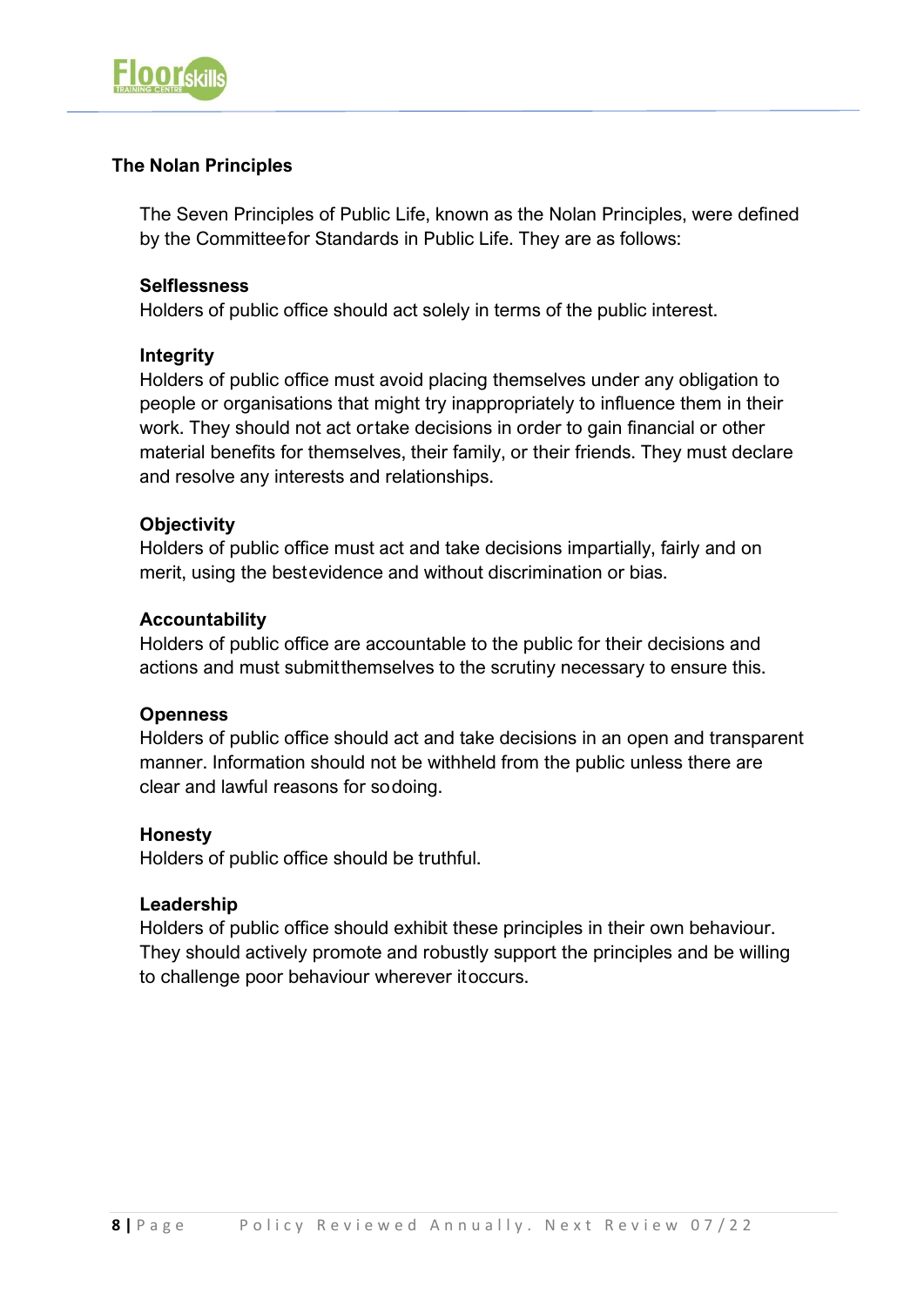## The Nolan Principles

The Seven Principles of Public Life, known as the Nolan Principles, were defined by the Committeefor Standards in Public Life. They are as follows:

**Selflessness**
Holders of public office should act solely in terms of the public interest.

**Integrity**
Holders of public office must avoid placing themselves under any obligation to people or organisations that might try inappropriately to influence them in their work. They should not act ortake decisions in order to gain financial or other material benefits for themselves, their family, or their friends. They must declare and resolve any interests and relationships.

**Objectivity**
Holders of public office must act and take decisions impartially, fairly and on merit, using the bestevidence and without discrimination or bias.

**Accountability**
Holders of public office are accountable to the public for their decisions and actions and must submitthemselves to the scrutiny necessary to ensure this.

**Openness**
Holders of public office should act and take decisions in an open and transparent manner. Information should not be withheld from the public unless there are clear and lawful reasons for sodoing.

**Honesty**
Holders of public office should be truthful.

**Leadership**
Holders of public office should exhibit these principles in their own behaviour. They should actively promote and robustly support the principles and be willing to challenge poor behaviour wherever itoccurs.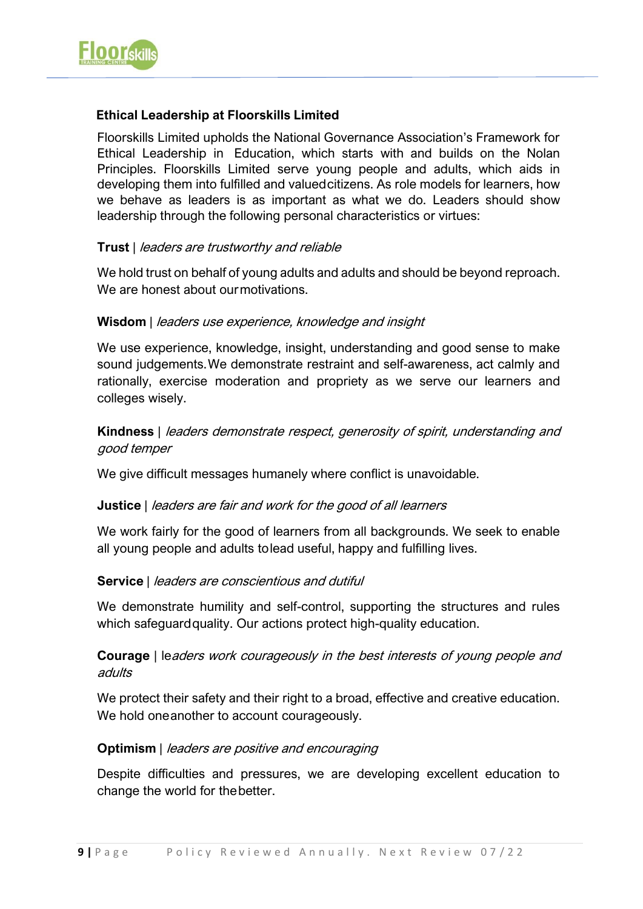## Ethical Leadership at Floorskills Limited

Floorskills Limited upholds the National Governance Association's Framework for Ethical Leadership in Education, which starts with and builds on the Nolan Principles. Floorskills Limited serve young people and adults, which aids in developing them into fulfilled and valued citizens. As role models for learners, how we behave as leaders is as important as what we do. Leaders should show leadership through the following personal characteristics or virtues:

**Trust** | *leaders are trustworthy and reliable*

We hold trust on behalf of young adults and adults and should be beyond reproach. We are honest about our motivations.

**Wisdom** | *leaders use experience, knowledge and insight*

We use experience, knowledge, insight, understanding and good sense to make sound judgements. We demonstrate restraint and self-awareness, act calmly and rationally, exercise moderation and propriety as we serve our learners and colleges wisely.

**Kindness** | *leaders demonstrate respect, generosity of spirit, understanding and good temper*

We give difficult messages humanely where conflict is unavoidable.

**Justice** | *leaders are fair and work for the good of all learners*

We work fairly for the good of learners from all backgrounds. We seek to enable all young people and adults to lead useful, happy and fulfilling lives.

**Service** | *leaders are conscientious and dutiful*

We demonstrate humility and self-control, supporting the structures and rules which safeguard quality. Our actions protect high-quality education.

**Courage** | *leaders work courageously in the best interests of young people and adults*

We protect their safety and their right to a broad, effective and creative education. We hold one another to account courageously.

**Optimism** | *leaders are positive and encouraging*

Despite difficulties and pressures, we are developing excellent education to change the world for the better.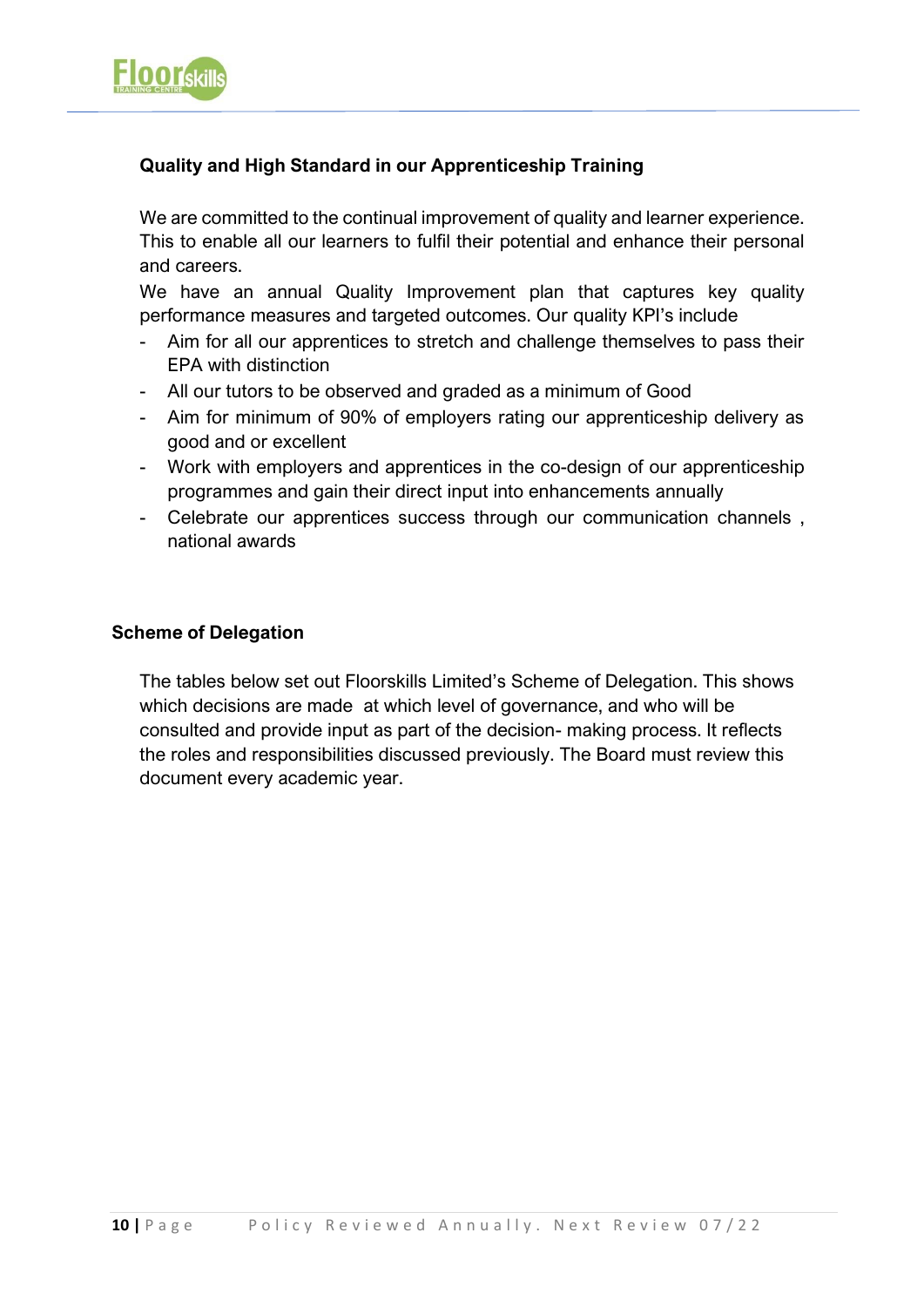### Quality and High Standard in our Apprenticeship Training

We are committed to the continual improvement of quality and learner experience. This to enable all our learners to fulfil their potential and enhance their personal and careers.

We have an annual Quality Improvement plan that captures key quality performance measures and targeted outcomes. Our quality KPI's include

- Aim for all our apprentices to stretch and challenge themselves to pass their EPA with distinction
- All our tutors to be observed and graded as a minimum of Good
- Aim for minimum of 90% of employers rating our apprenticeship delivery as good and or excellent
- Work with employers and apprentices in the co-design of our apprenticeship programmes and gain their direct input into enhancements annually
- Celebrate our apprentices success through our communication channels , national awards

### Scheme of Delegation

The tables below set out Floorskills Limited's Scheme of Delegation. This shows which decisions are made at which level of governance, and who will be consulted and provide input as part of the decision- making process. It reflects the roles and responsibilities discussed previously. The Board must review this document every academic year.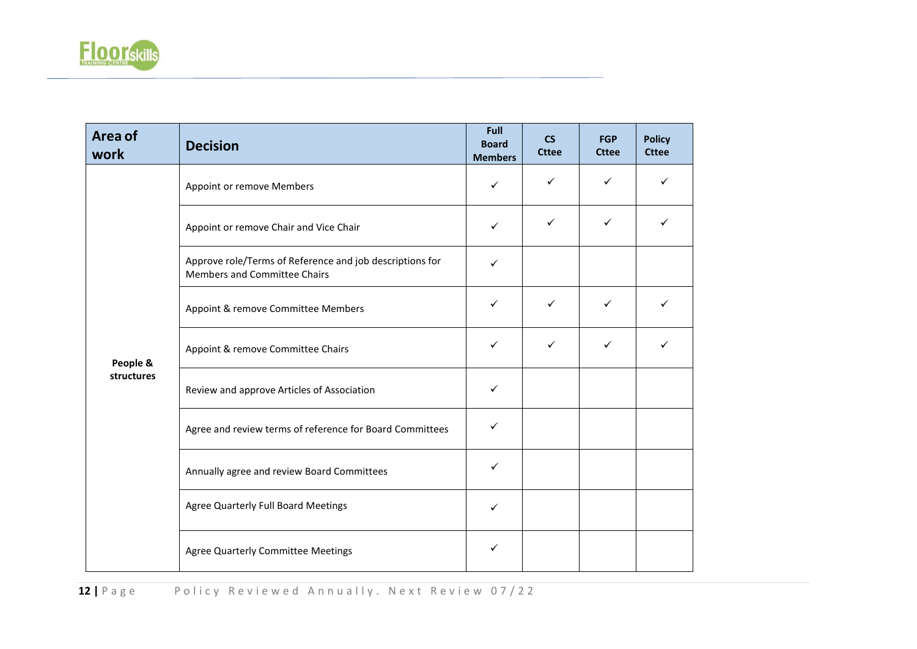| Area of work | Decision | Full Board Members | CS Cttee | FGP Cttee | Policy Cttee |
|---|---|---|---|---|---|
| People & structures | Appoint or remove Members | ✓ | ✓ | ✓ | ✓ |
| | Appoint or remove Chair and Vice Chair | ✓ | ✓ | ✓ | ✓ |
| | Approve role/Terms of Reference and job descriptions for Members and Committee Chairs | ✓ | | | |
| | Appoint & remove Committee Members | ✓ | ✓ | ✓ | ✓ |
| | Appoint & remove Committee Chairs | ✓ | ✓ | ✓ | ✓ |
| | Review and approve Articles of Association | ✓ | | | |
| | Agree and review terms of reference for Board Committees | ✓ | | | |
| | Annually agree and review Board Committees | ✓ | | | |
| | Agree Quarterly Full Board Meetings | ✓ | | | |
| | Agree Quarterly Committee Meetings | ✓ | | | |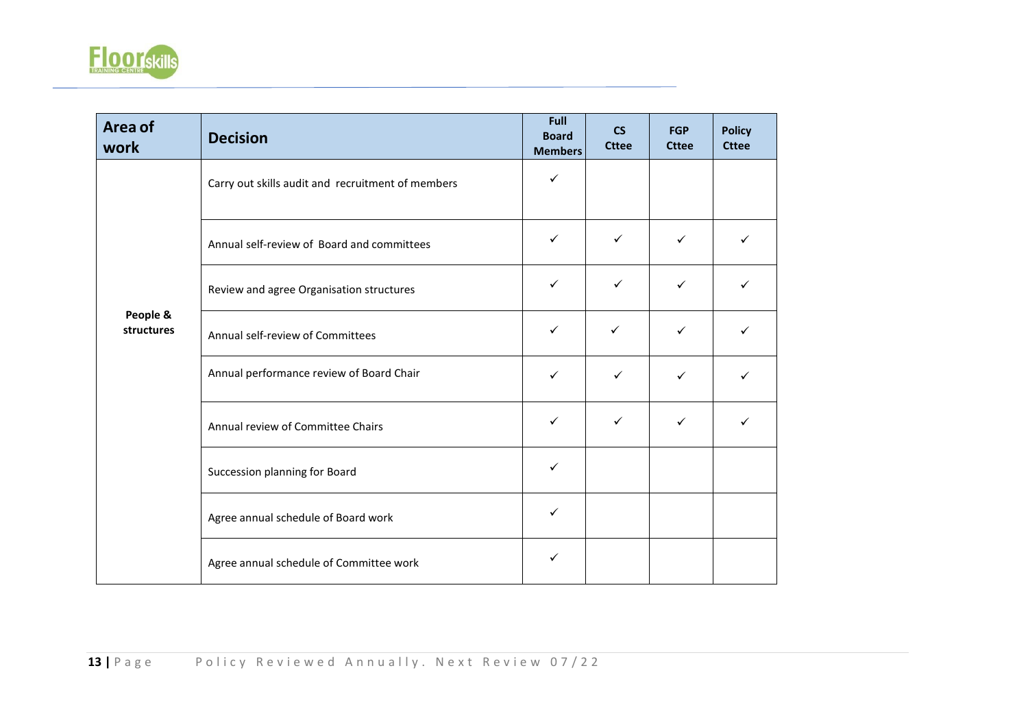| Area of work | Decision | Full Board Members | CS Cttee | FGP Cttee | Policy Cttee |
|---|---|---|---|---|---|
| People & structures | Carry out skills audit and recruitment of members | ✓ | | | |
| | Annual self-review of Board and committees | ✓ | ✓ | ✓ | ✓ |
| | Review and agree Organisation structures | ✓ | ✓ | ✓ | ✓ |
| | Annual self-review of Committees | ✓ | ✓ | ✓ | ✓ |
| | Annual performance review of Board Chair | ✓ | ✓ | ✓ | ✓ |
| | Annual review of Committee Chairs | ✓ | ✓ | ✓ | ✓ |
| | Succession planning for Board | ✓ | | | |
| | Agree annual schedule of Board work | ✓ | | | |
| | Agree annual schedule of Committee work | ✓ | | | |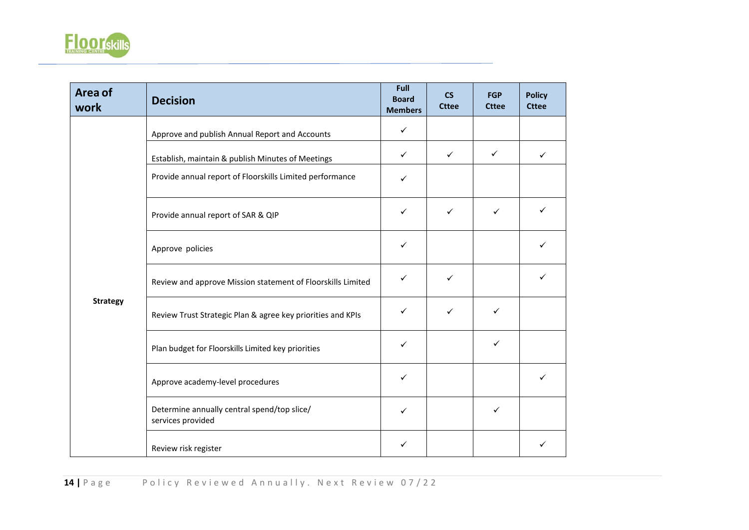| Area of work | Decision | Full Board Members | CS Cttee | FGP Cttee | Policy Cttee |
|---|---|---|---|---|---|
| Strategy | Approve and publish Annual Report and Accounts | ✓ | | | |
| | Establish, maintain & publish Minutes of Meetings | ✓ | ✓ | ✓ | ✓ |
| | Provide annual report of Floorskills Limited performance | ✓ | | | |
| | Provide annual report of SAR & QIP | ✓ | ✓ | ✓ | ✓ |
| | Approve policies | ✓ | | | ✓ |
| | Review and approve Mission statement of Floorskills Limited | ✓ | ✓ | | ✓ |
| | Review Trust Strategic Plan & agree key priorities and KPIs | ✓ | ✓ | ✓ | |
| | Plan budget for Floorskills Limited key priorities | ✓ | | ✓ | |
| | Approve academy-level procedures | ✓ | | | ✓ |
| | Determine annually central spend/top slice/ services provided | ✓ | | ✓ | |
| | Review risk register | ✓ | | | ✓ |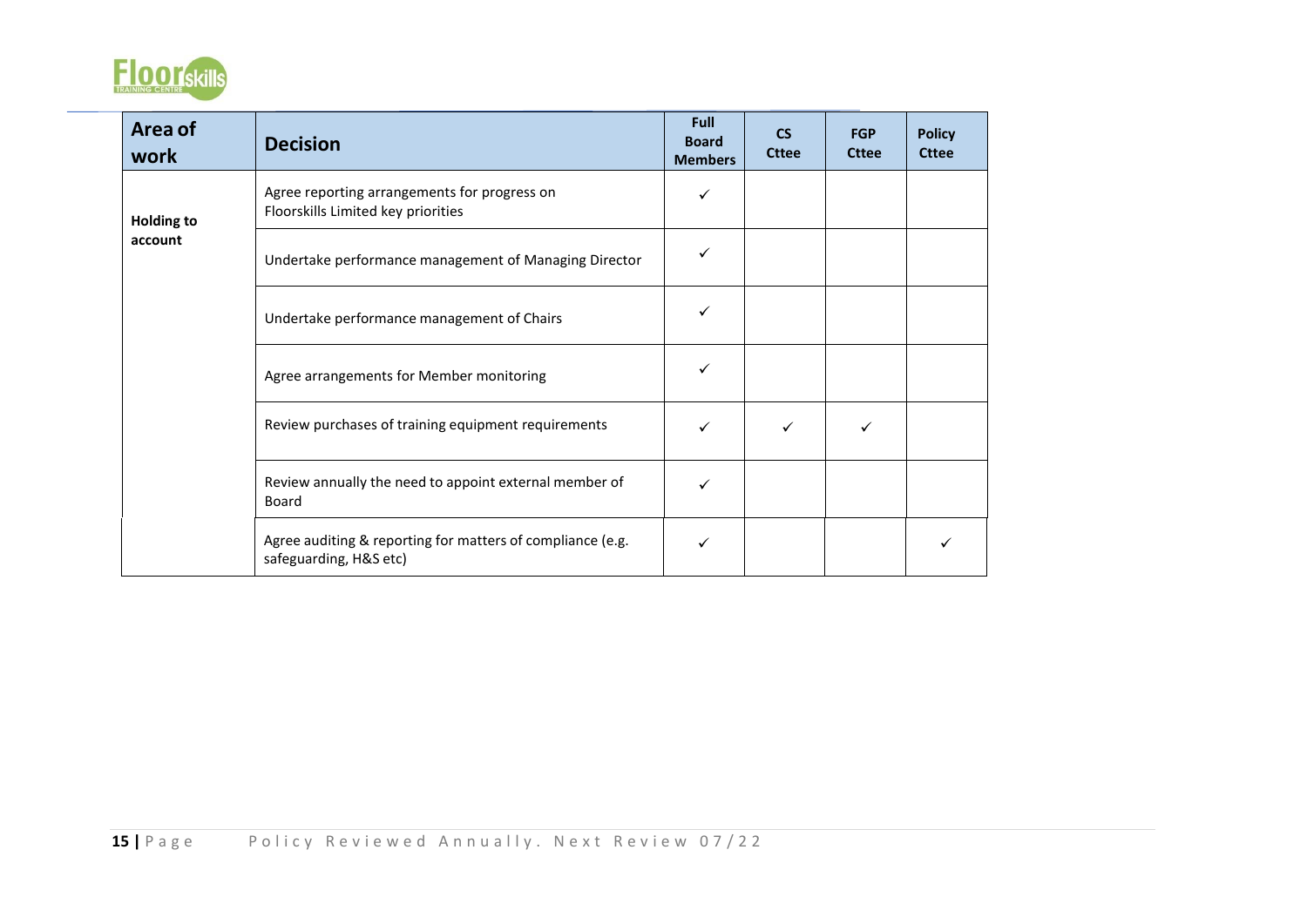| Area of work | Decision | Full Board Members | CS Cttee | FGP Cttee | Policy Cttee |
|---|---|---|---|---|---|
| **Holding to account** | Agree reporting arrangements for progress on Floorskills Limited key priorities | ✓ | | | |
| | Undertake performance management of Managing Director | ✓ | | | |
| | Undertake performance management of Chairs | ✓ | | | |
| | Agree arrangements for Member monitoring | ✓ | | | |
| | Review purchases of training equipment requirements | ✓ | ✓ | ✓ | |
| | Review annually the need to appoint external member of Board | ✓ | | | |
| | Agree auditing & reporting for matters of compliance (e.g. safeguarding, H&S etc) | ✓ | | | ✓ |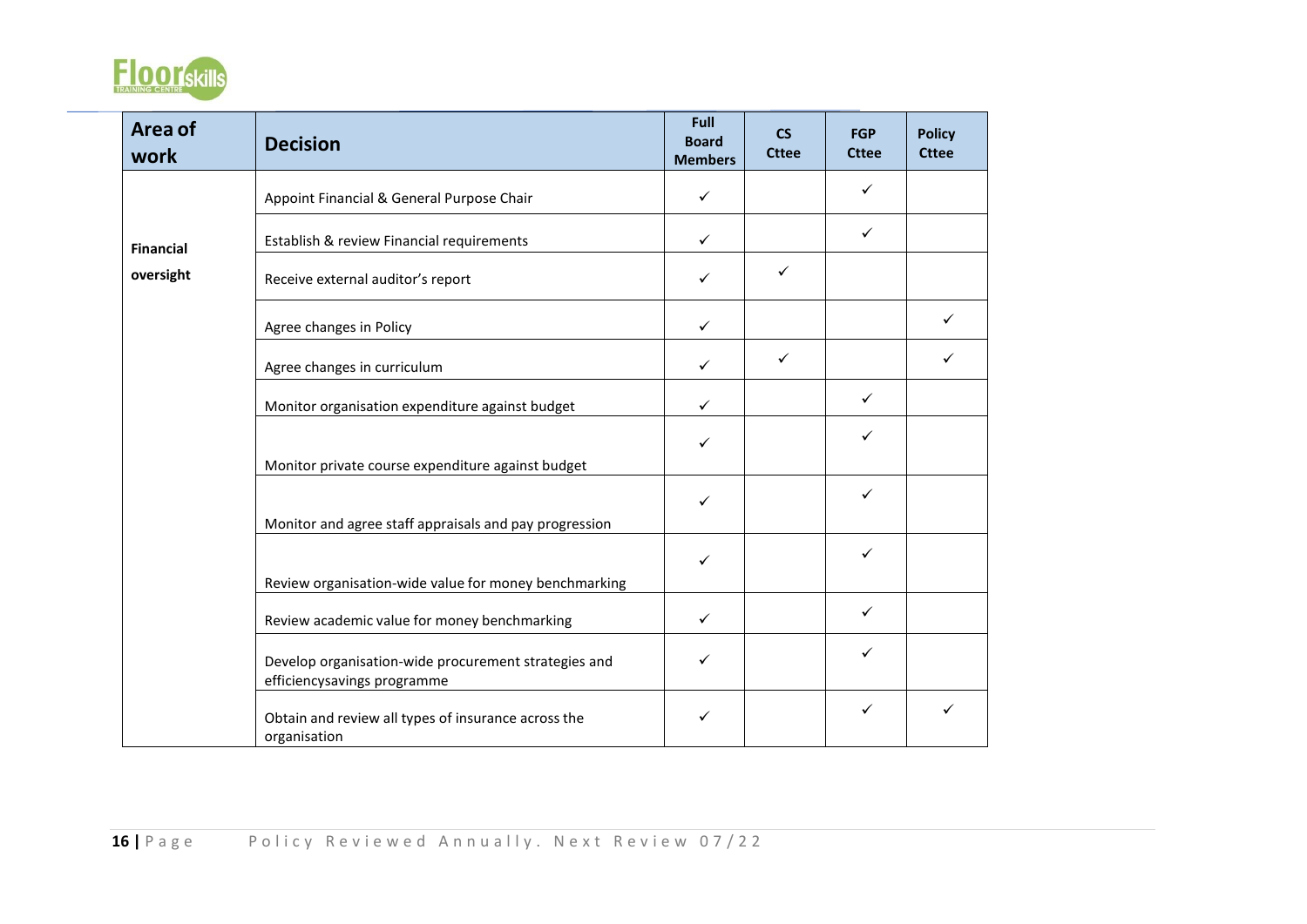| Area of work | Decision | Full Board Members | CS Cttee | FGP Cttee | Policy Cttee |
|---|---|---|---|---|---|
| **Financial oversight** | Appoint Financial & General Purpose Chair | ✓ | | ✓ | |
| | Establish & review Financial requirements | ✓ | | ✓ | |
| | Receive external auditor's report | ✓ | ✓ | | |
| | Agree changes in Policy | ✓ | | | ✓ |
| | Agree changes in curriculum | ✓ | ✓ | | ✓ |
| | Monitor organisation expenditure against budget | ✓ | | ✓ | |
| | Monitor private course expenditure against budget | ✓ | | ✓ | |
| | Monitor and agree staff appraisals and pay progression | ✓ | | ✓ | |
| | Review organisation-wide value for money benchmarking | ✓ | | ✓ | |
| | Review academic value for money benchmarking | ✓ | | ✓ | |
| | Develop organisation-wide procurement strategies and efficiencysavings programme | ✓ | | ✓ | |
| | Obtain and review all types of insurance across the organisation | ✓ | | ✓ | ✓ |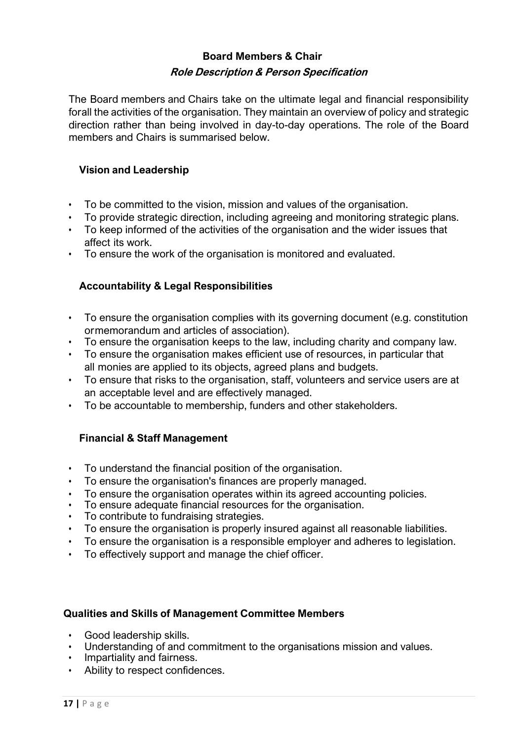**Board Members & Chair**

***Role Description & Person Specification***

The Board members and Chairs take on the ultimate legal and financial responsibility forall the activities of the organisation. They maintain an overview of policy and strategic direction rather than being involved in day-to-day operations. The role of the Board members and Chairs is summarised below.

**Vision and Leadership**

- To be committed to the vision, mission and values of the organisation.
- To provide strategic direction, including agreeing and monitoring strategic plans.
- To keep informed of the activities of the organisation and the wider issues that affect its work.
- To ensure the work of the organisation is monitored and evaluated.

**Accountability & Legal Responsibilities**

- To ensure the organisation complies with its governing document (e.g. constitution ormemorandum and articles of association).
- To ensure the organisation keeps to the law, including charity and company law.
- To ensure the organisation makes efficient use of resources, in particular that all monies are applied to its objects, agreed plans and budgets.
- To ensure that risks to the organisation, staff, volunteers and service users are at an acceptable level and are effectively managed.
- To be accountable to membership, funders and other stakeholders.

**Financial & Staff Management**

- To understand the financial position of the organisation.
- To ensure the organisation's finances are properly managed.
- To ensure the organisation operates within its agreed accounting policies.
- To ensure adequate financial resources for the organisation.
- To contribute to fundraising strategies.
- To ensure the organisation is properly insured against all reasonable liabilities.
- To ensure the organisation is a responsible employer and adheres to legislation.
- To effectively support and manage the chief officer.

**Qualities and Skills of Management Committee Members**

- Good leadership skills.
- Understanding of and commitment to the organisations mission and values.
- Impartiality and fairness.
- Ability to respect confidences.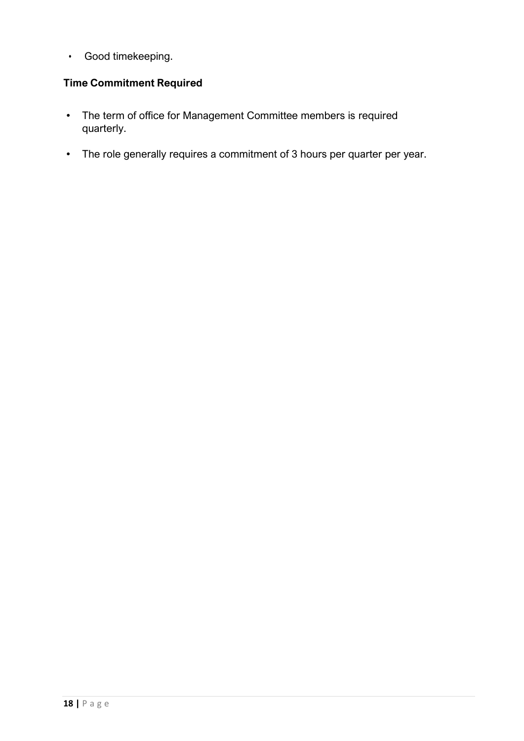- Good timekeeping.

**Time Commitment Required**

- The term of office for Management Committee members is required quarterly.
- The role generally requires a commitment of 3 hours per quarter per year.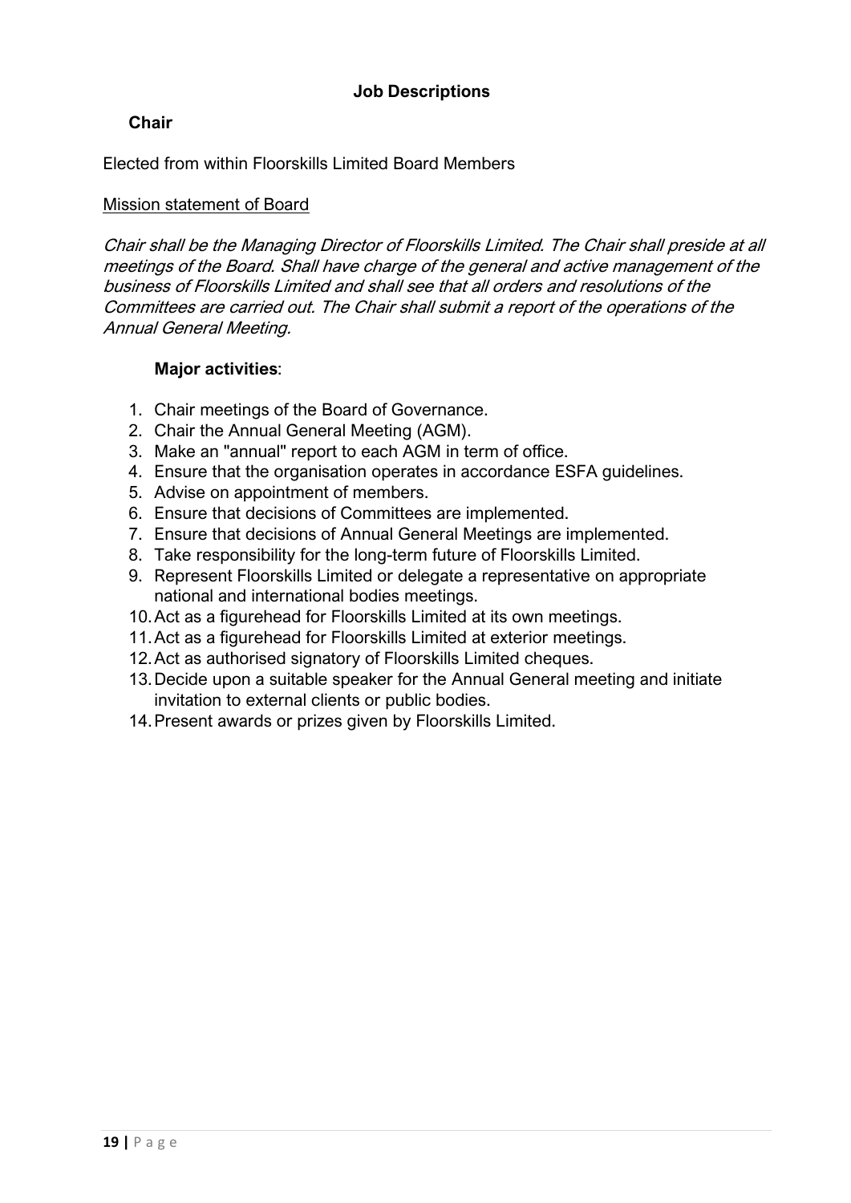## Job Descriptions

### Chair

Elected from within Floorskills Limited Board Members

Mission statement of Board

*Chair shall be the Managing Director of Floorskills Limited. The Chair shall preside at all meetings of the Board. Shall have charge of the general and active management of the business of Floorskills Limited and shall see that all orders and resolutions of the Committees are carried out. The Chair shall submit a report of the operations of the Annual General Meeting.*

**Major activities**:

1. Chair meetings of the Board of Governance.
2. Chair the Annual General Meeting (AGM).
3. Make an "annual" report to each AGM in term of office.
4. Ensure that the organisation operates in accordance ESFA guidelines.
5. Advise on appointment of members.
6. Ensure that decisions of Committees are implemented.
7. Ensure that decisions of Annual General Meetings are implemented.
8. Take responsibility for the long-term future of Floorskills Limited.
9. Represent Floorskills Limited or delegate a representative on appropriate national and international bodies meetings.
10. Act as a figurehead for Floorskills Limited at its own meetings.
11. Act as a figurehead for Floorskills Limited at exterior meetings.
12. Act as authorised signatory of Floorskills Limited cheques.
13. Decide upon a suitable speaker for the Annual General meeting and initiate invitation to external clients or public bodies.
14. Present awards or prizes given by Floorskills Limited.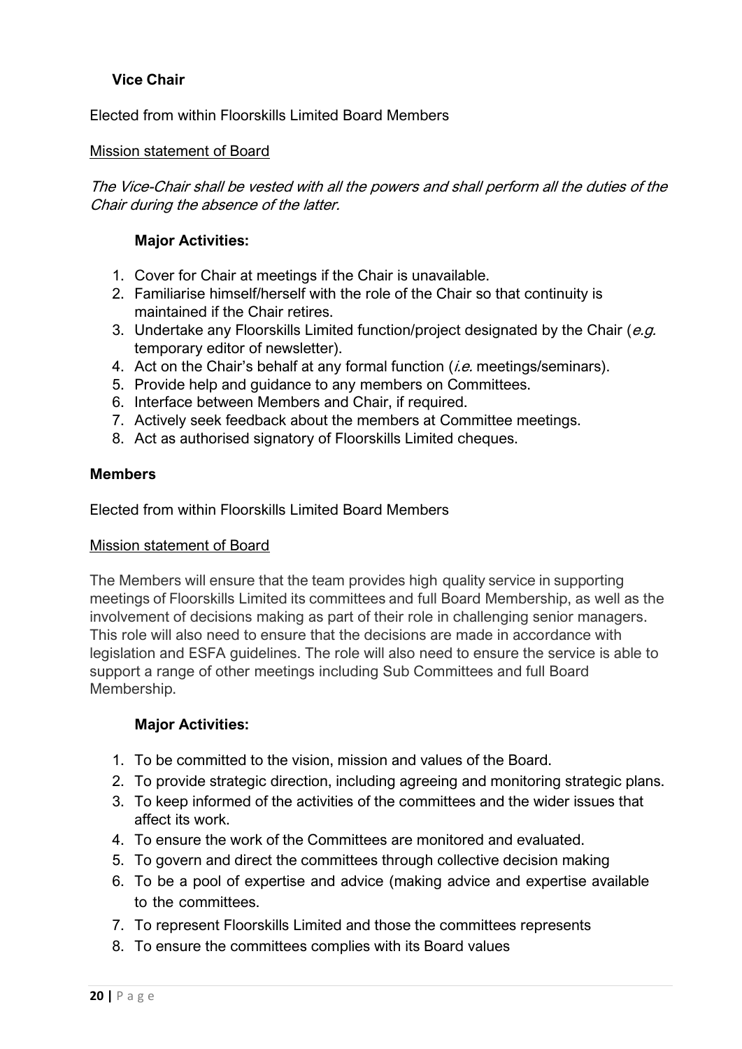### Vice Chair

Elected from within Floorskills Limited Board Members

Mission statement of Board

*The Vice-Chair shall be vested with all the powers and shall perform all the duties of the Chair during the absence of the latter.*

#### Major Activities:

1. Cover for Chair at meetings if the Chair is unavailable.
2. Familiarise himself/herself with the role of the Chair so that continuity is maintained if the Chair retires.
3. Undertake any Floorskills Limited function/project designated by the Chair (*e.g.* temporary editor of newsletter).
4. Act on the Chair's behalf at any formal function (*i.e.* meetings/seminars).
5. Provide help and guidance to any members on Committees.
6. Interface between Members and Chair, if required.
7. Actively seek feedback about the members at Committee meetings.
8. Act as authorised signatory of Floorskills Limited cheques.

### Members

Elected from within Floorskills Limited Board Members

Mission statement of Board

The Members will ensure that the team provides high quality service in supporting meetings of Floorskills Limited its committees and full Board Membership, as well as the involvement of decisions making as part of their role in challenging senior managers. This role will also need to ensure that the decisions are made in accordance with legislation and ESFA guidelines. The role will also need to ensure the service is able to support a range of other meetings including Sub Committees and full Board Membership.

#### Major Activities:

1. To be committed to the vision, mission and values of the Board.
2. To provide strategic direction, including agreeing and monitoring strategic plans.
3. To keep informed of the activities of the committees and the wider issues that affect its work.
4. To ensure the work of the Committees are monitored and evaluated.
5. To govern and direct the committees through collective decision making
6. To be a pool of expertise and advice (making advice and expertise available to the committees.
7. To represent Floorskills Limited and those the committees represents
8. To ensure the committees complies with its Board values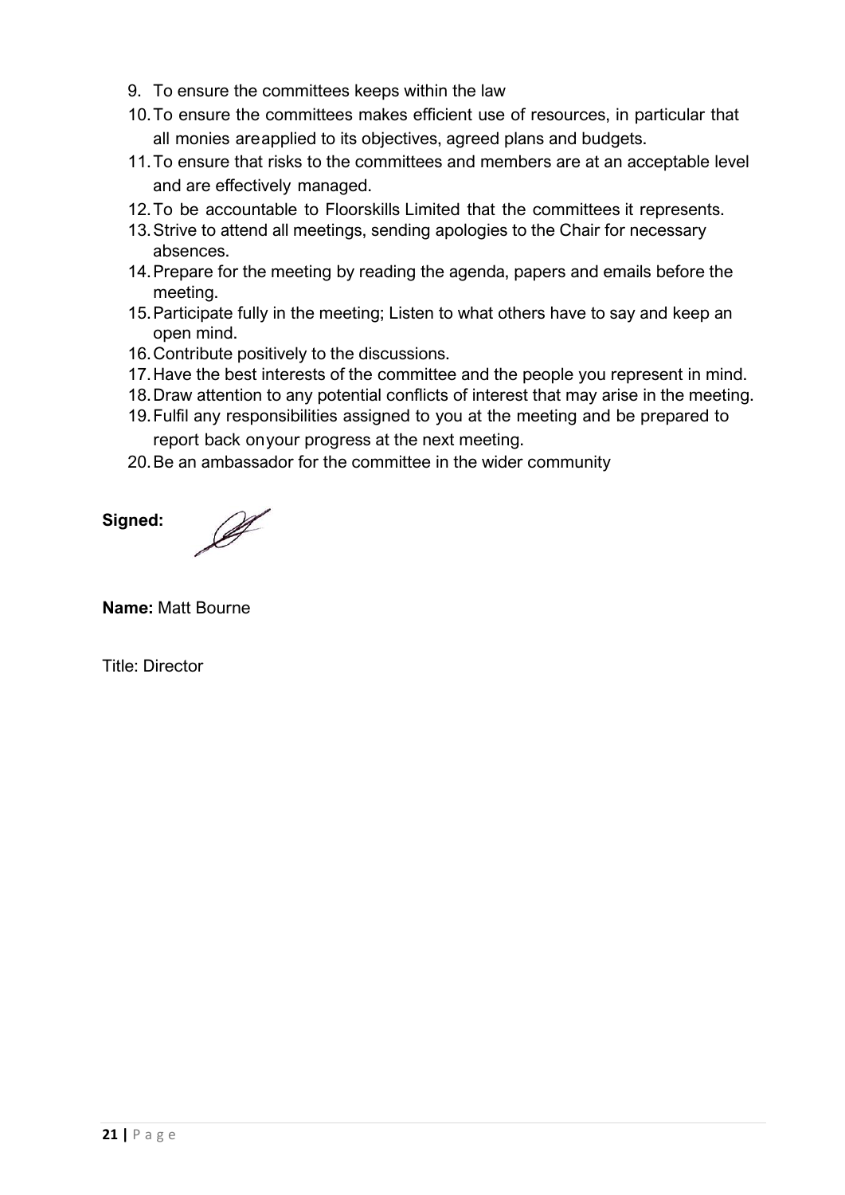9. To ensure the committees keeps within the law
10. To ensure the committees makes efficient use of resources, in particular that all monies areapplied to its objectives, agreed plans and budgets.
11. To ensure that risks to the committees and members are at an acceptable level and are effectively managed.
12. To be accountable to Floorskills Limited that the committees it represents.
13. Strive to attend all meetings, sending apologies to the Chair for necessary absences.
14. Prepare for the meeting by reading the agenda, papers and emails before the meeting.
15. Participate fully in the meeting; Listen to what others have to say and keep an open mind.
16. Contribute positively to the discussions.
17. Have the best interests of the committee and the people you represent in mind.
18. Draw attention to any potential conflicts of interest that may arise in the meeting.
19. Fulfil any responsibilities assigned to you at the meeting and be prepared to report back onyour progress at the next meeting.
20. Be an ambassador for the committee in the wider community

**Signed:**

**Name:** Matt Bourne

Title: Director